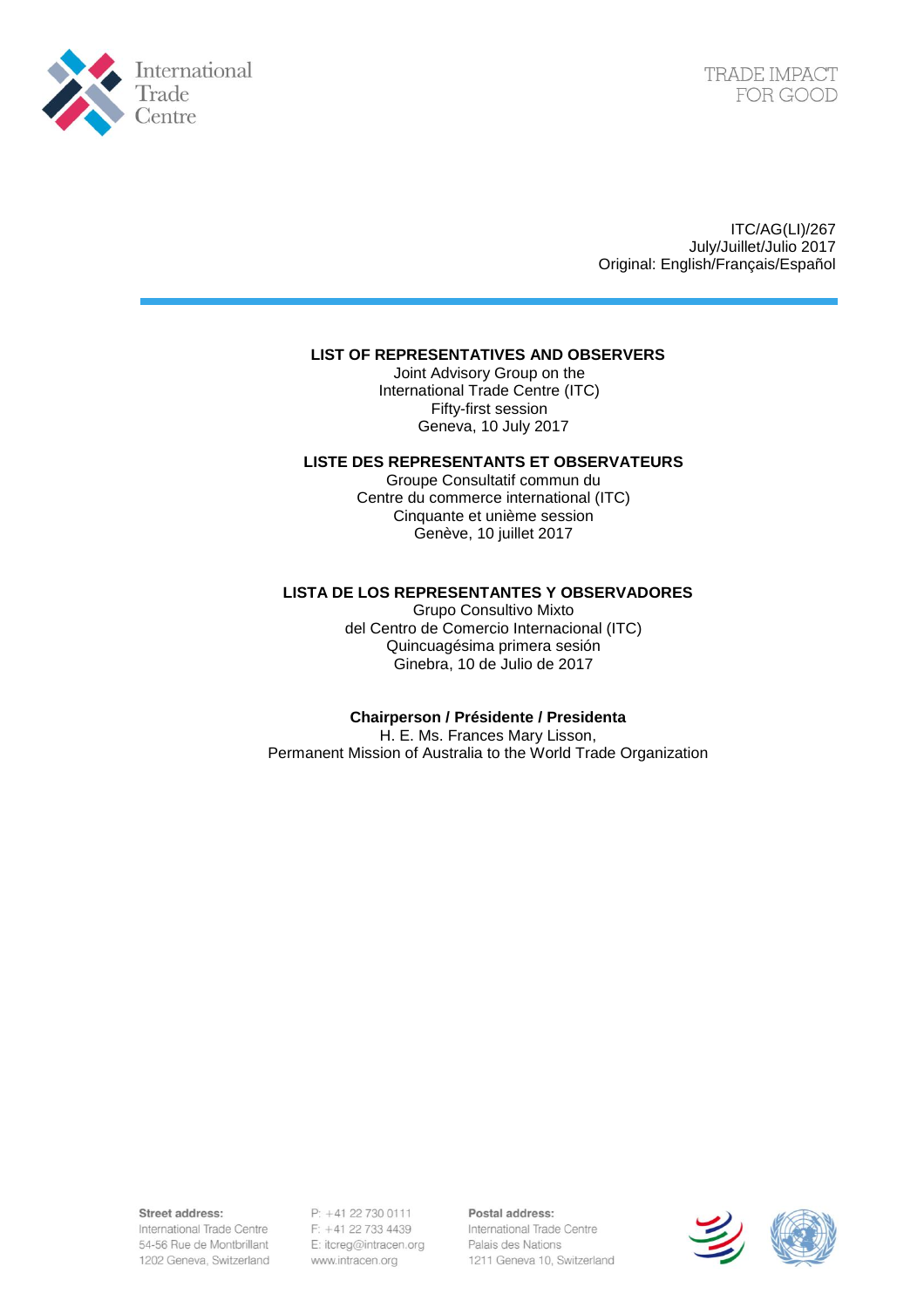ITC/AG(LI)/267
July/Juillet/Julio 2017
Original: English/Français/Español

## LIST OF REPRESENTATIVES AND OBSERVERS

Joint Advisory Group on the
International Trade Centre (ITC)
Fifty-first session
Geneva, 10 July 2017

## LISTE DES REPRESENTANTS ET OBSERVATEURS

Groupe Consultatif commun du
Centre du commerce international (ITC)
Cinquante et unième session
Genève, 10 juillet 2017

## LISTA DE LOS REPRESENTANTES Y OBSERVADORES

Grupo Consultivo Mixto
del Centro de Comercio Internacional (ITC)
Quincuagésima primera sesión
Ginebra, 10 de Julio de 2017

**Chairperson / Présidente / Presidenta**
H. E. Ms. Frances Mary Lisson,
Permanent Mission of Australia to the World Trade Organization

**Street address:**
International Trade Centre
54-56 Rue de Montbrillant
1202 Geneva, Switzerland

P: +41 22 730 0111
F: +41 22 733 4439
E: itcreg@intracen.org
www.intracen.org

**Postal address:**
International Trade Centre
Palais des Nations
1211 Geneva 10, Switzerland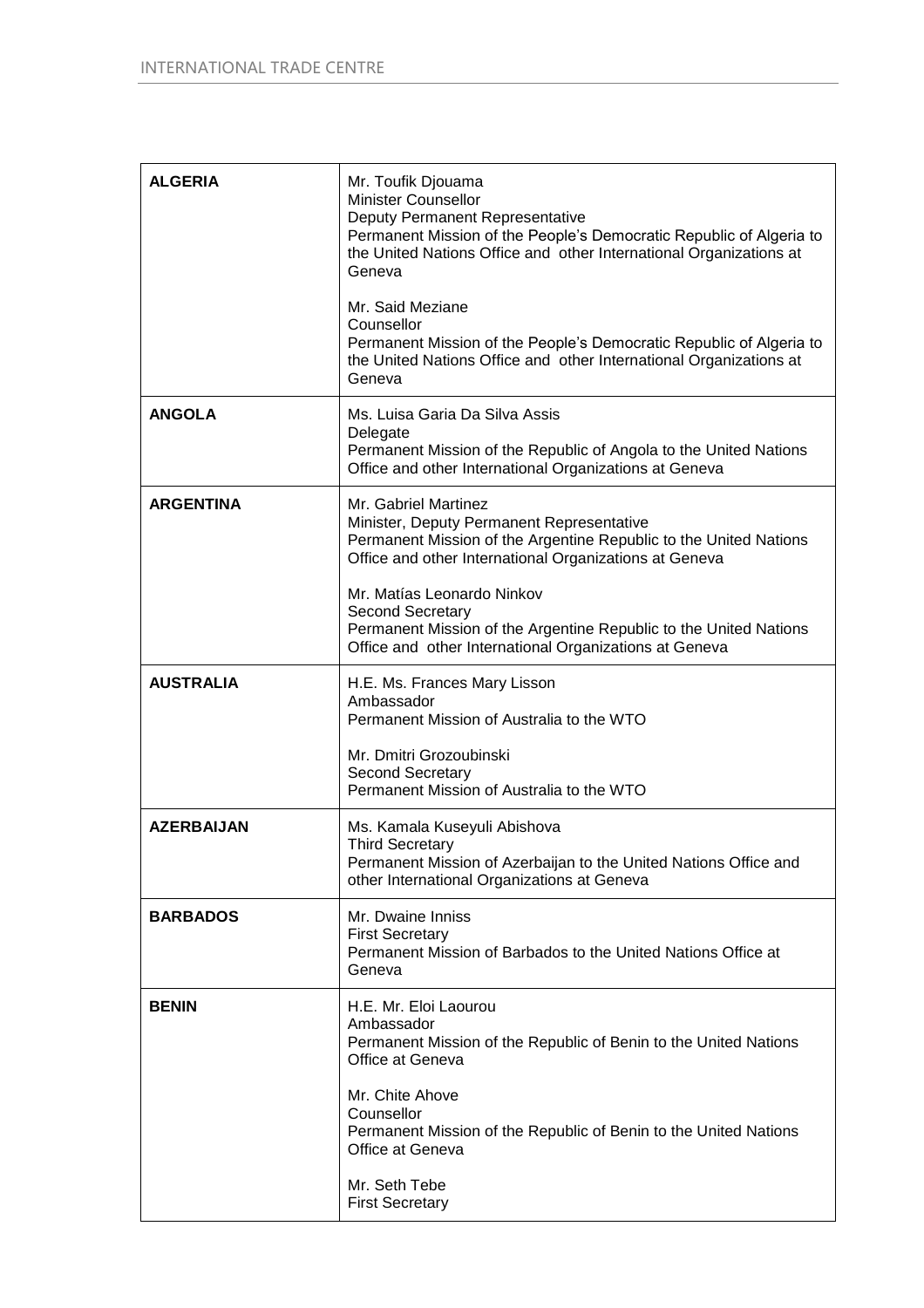| | |
|---|---|
| **ALGERIA** | Mr. Toufik Djouama<br>Minister Counsellor<br>Deputy Permanent Representative<br>Permanent Mission of the People's Democratic Republic of Algeria to the United Nations Office and other International Organizations at Geneva<br><br>Mr. Said Meziane<br>Counsellor<br>Permanent Mission of the People's Democratic Republic of Algeria to the United Nations Office and other International Organizations at Geneva |
| **ANGOLA** | Ms. Luisa Garia Da Silva Assis<br>Delegate<br>Permanent Mission of the Republic of Angola to the United Nations Office and other International Organizations at Geneva |
| **ARGENTINA** | Mr. Gabriel Martinez<br>Minister, Deputy Permanent Representative<br>Permanent Mission of the Argentine Republic to the United Nations Office and other International Organizations at Geneva<br><br>Mr. Matías Leonardo Ninkov<br>Second Secretary<br>Permanent Mission of the Argentine Republic to the United Nations Office and other International Organizations at Geneva |
| **AUSTRALIA** | H.E. Ms. Frances Mary Lisson<br>Ambassador<br>Permanent Mission of Australia to the WTO<br><br>Mr. Dmitri Grozoubinski<br>Second Secretary<br>Permanent Mission of Australia to the WTO |
| **AZERBAIJAN** | Ms. Kamala Kuseyuli Abishova<br>Third Secretary<br>Permanent Mission of Azerbaijan to the United Nations Office and other International Organizations at Geneva |
| **BARBADOS** | Mr. Dwaine Inniss<br>First Secretary<br>Permanent Mission of Barbados to the United Nations Office at Geneva |
| **BENIN** | H.E. Mr. Eloi Laourou<br>Ambassador<br>Permanent Mission of the Republic of Benin to the United Nations Office at Geneva<br><br>Mr. Chite Ahove<br>Counsellor<br>Permanent Mission of the Republic of Benin to the United Nations Office at Geneva<br><br>Mr. Seth Tebe<br>First Secretary |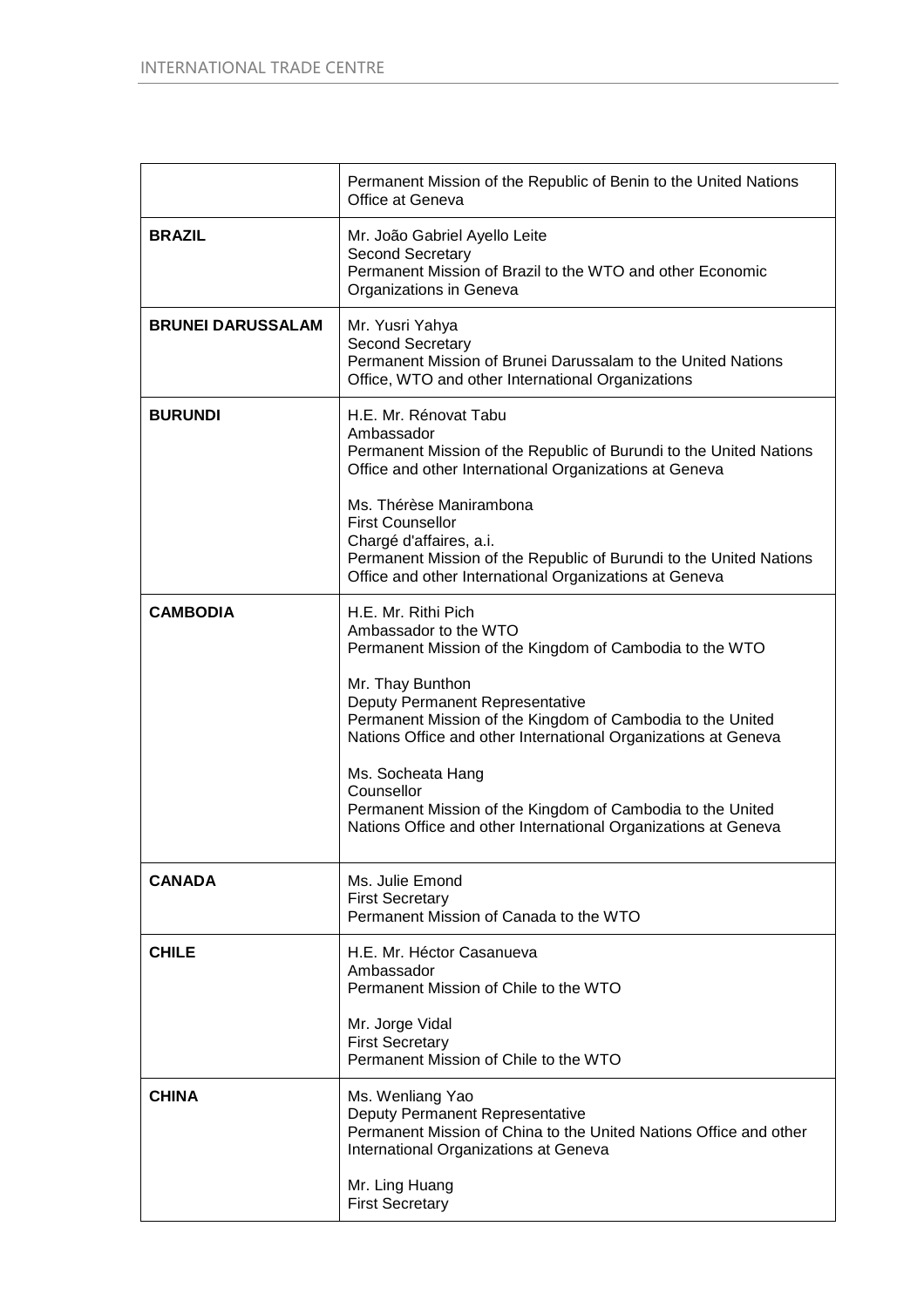| | |
|---|---|
| | Permanent Mission of the Republic of Benin to the United Nations Office at Geneva |
| **BRAZIL** | Mr. João Gabriel Ayello Leite<br>Second Secretary<br>Permanent Mission of Brazil to the WTO and other Economic Organizations in Geneva |
| **BRUNEI DARUSSALAM** | Mr. Yusri Yahya<br>Second Secretary<br>Permanent Mission of Brunei Darussalam to the United Nations Office, WTO and other International Organizations |
| **BURUNDI** | H.E. Mr. Rénovat Tabu<br>Ambassador<br>Permanent Mission of the Republic of Burundi to the United Nations Office and other International Organizations at Geneva<br><br>Ms. Thérèse Manirambona<br>First Counsellor<br>Chargé d'affaires, a.i.<br>Permanent Mission of the Republic of Burundi to the United Nations Office and other International Organizations at Geneva |
| **CAMBODIA** | H.E. Mr. Rithi Pich<br>Ambassador to the WTO<br>Permanent Mission of the Kingdom of Cambodia to the WTO<br><br>Mr. Thay Bunthon<br>Deputy Permanent Representative<br>Permanent Mission of the Kingdom of Cambodia to the United Nations Office and other International Organizations at Geneva<br><br>Ms. Socheata Hang<br>Counsellor<br>Permanent Mission of the Kingdom of Cambodia to the United Nations Office and other International Organizations at Geneva |
| **CANADA** | Ms. Julie Emond<br>First Secretary<br>Permanent Mission of Canada to the WTO |
| **CHILE** | H.E. Mr. Héctor Casanueva<br>Ambassador<br>Permanent Mission of Chile to the WTO<br><br>Mr. Jorge Vidal<br>First Secretary<br>Permanent Mission of Chile to the WTO |
| **CHINA** | Ms. Wenliang Yao<br>Deputy Permanent Representative<br>Permanent Mission of China to the United Nations Office and other International Organizations at Geneva<br><br>Mr. Ling Huang<br>First Secretary |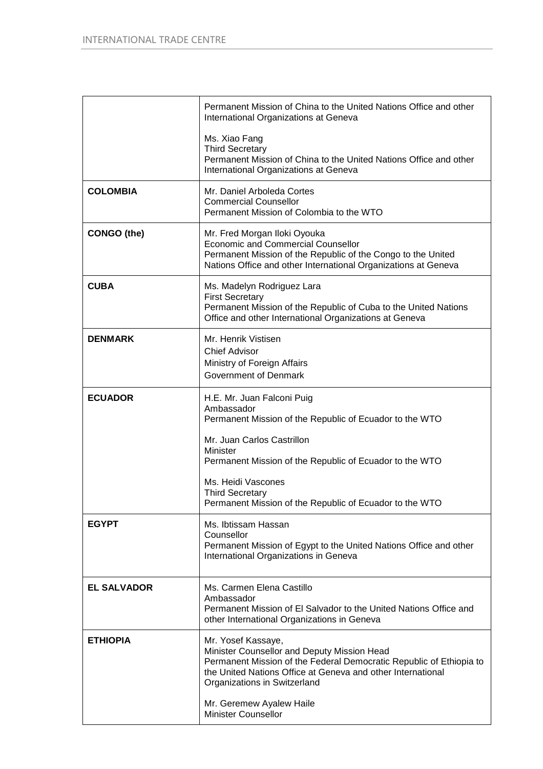| | |
|---|---|
| | Permanent Mission of China to the United Nations Office and other International Organizations at Geneva<br><br>Ms. Xiao Fang<br>Third Secretary<br>Permanent Mission of China to the United Nations Office and other International Organizations at Geneva |
| **COLOMBIA** | Mr. Daniel Arboleda Cortes<br>Commercial Counsellor<br>Permanent Mission of Colombia to the WTO |
| **CONGO (the)** | Mr. Fred Morgan Iloki Oyouka<br>Economic and Commercial Counsellor<br>Permanent Mission of the Republic of the Congo to the United Nations Office and other International Organizations at Geneva |
| **CUBA** | Ms. Madelyn Rodriguez Lara<br>First Secretary<br>Permanent Mission of the Republic of Cuba to the United Nations Office and other International Organizations at Geneva |
| **DENMARK** | Mr. Henrik Vistisen<br>Chief Advisor<br>Ministry of Foreign Affairs<br>Government of Denmark |
| **ECUADOR** | H.E. Mr. Juan Falconi Puig<br>Ambassador<br>Permanent Mission of the Republic of Ecuador to the WTO<br><br>Mr. Juan Carlos Castrillon<br>Minister<br>Permanent Mission of the Republic of Ecuador to the WTO<br><br>Ms. Heidi Vascones<br>Third Secretary<br>Permanent Mission of the Republic of Ecuador to the WTO |
| **EGYPT** | Ms. Ibtissam Hassan<br>Counsellor<br>Permanent Mission of Egypt to the United Nations Office and other International Organizations in Geneva |
| **EL SALVADOR** | Ms. Carmen Elena Castillo<br>Ambassador<br>Permanent Mission of El Salvador to the United Nations Office and other International Organizations in Geneva |
| **ETHIOPIA** | Mr. Yosef Kassaye,<br>Minister Counsellor and Deputy Mission Head<br>Permanent Mission of the Federal Democratic Republic of Ethiopia to the United Nations Office at Geneva and other International Organizations in Switzerland<br><br>Mr. Geremew Ayalew Haile<br>Minister Counsellor |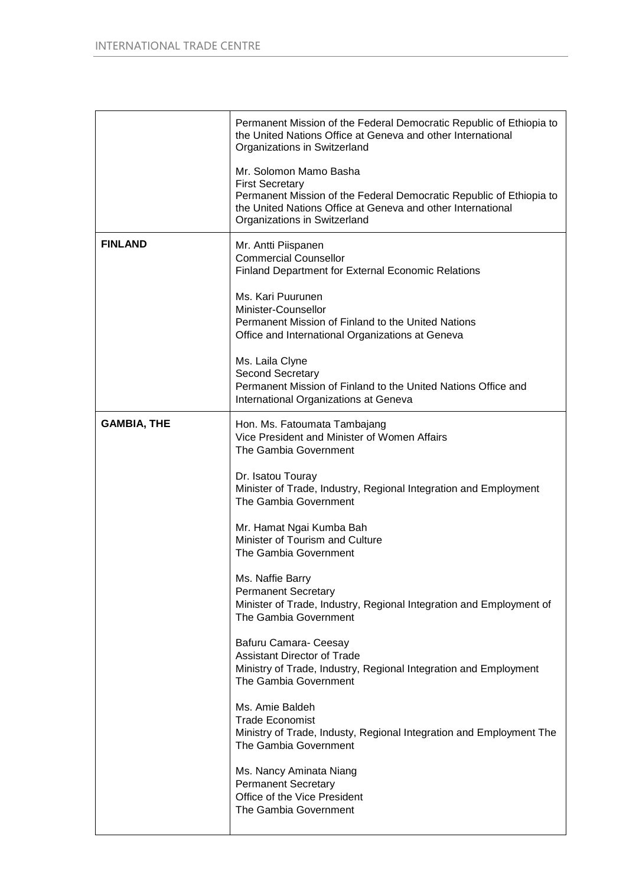| | |
|---|---|
| | Permanent Mission of the Federal Democratic Republic of Ethiopia to the United Nations Office at Geneva and other International Organizations in Switzerland<br><br>Mr. Solomon Mamo Basha<br>First Secretary<br>Permanent Mission of the Federal Democratic Republic of Ethiopia to the United Nations Office at Geneva and other International Organizations in Switzerland |
| **FINLAND** | Mr. Antti Piispanen<br>Commercial Counsellor<br>Finland Department for External Economic Relations<br><br>Ms. Kari Puurunen<br>Minister-Counsellor<br>Permanent Mission of Finland to the United Nations Office and International Organizations at Geneva<br><br>Ms. Laila Clyne<br>Second Secretary<br>Permanent Mission of Finland to the United Nations Office and International Organizations at Geneva |
| **GAMBIA, THE** | Hon. Ms. Fatoumata Tambajang<br>Vice President and Minister of Women Affairs<br>The Gambia Government<br><br>Dr. Isatou Touray<br>Minister of Trade, Industry, Regional Integration and Employment<br>The Gambia Government<br><br>Mr. Hamat Ngai Kumba Bah<br>Minister of Tourism and Culture<br>The Gambia Government<br><br>Ms. Naffie Barry<br>Permanent Secretary<br>Minister of Trade, Industry, Regional Integration and Employment of The Gambia Government<br><br>Bafuru Camara- Ceesay<br>Assistant Director of Trade<br>Ministry of Trade, Industry, Regional Integration and Employment<br>The Gambia Government<br><br>Ms. Amie Baldeh<br>Trade Economist<br>Ministry of Trade, Industy, Regional Integration and Employment The The Gambia Government<br><br>Ms. Nancy Aminata Niang<br>Permanent Secretary<br>Office of the Vice President<br>The Gambia Government |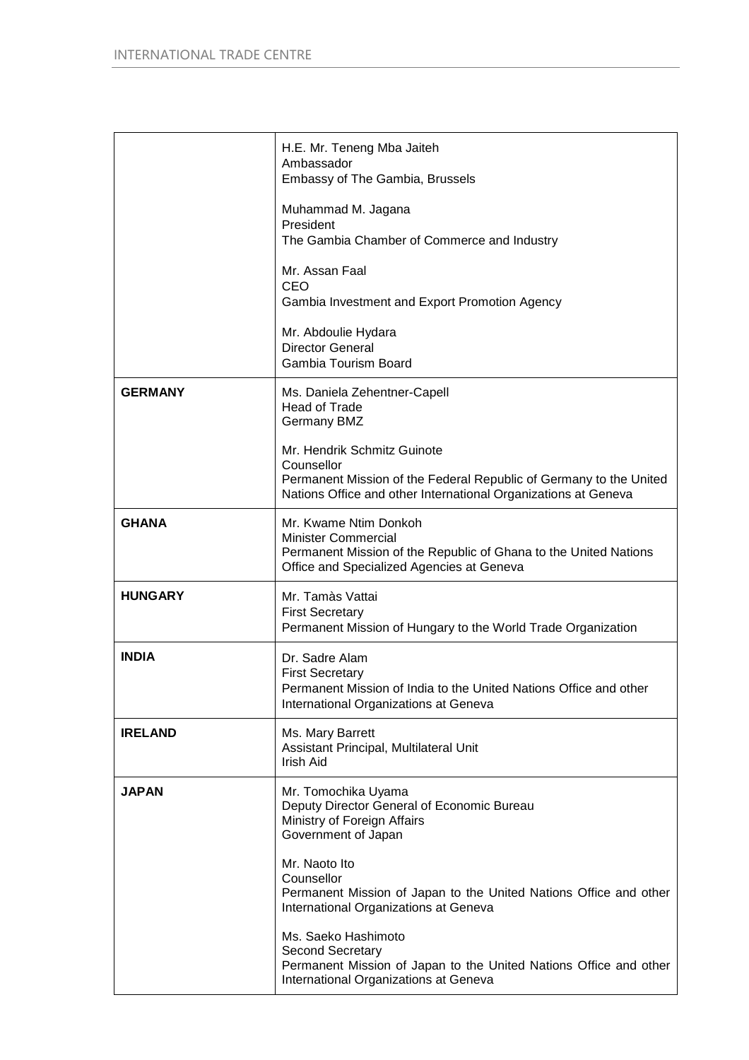| | |
|---|---|
| | H.E. Mr. Teneng Mba Jaiteh<br>Ambassador<br>Embassy of The Gambia, Brussels<br><br>Muhammad M. Jagana<br>President<br>The Gambia Chamber of Commerce and Industry<br><br>Mr. Assan Faal<br>CEO<br>Gambia Investment and Export Promotion Agency<br><br>Mr. Abdoulie Hydara<br>Director General<br>Gambia Tourism Board |
| **GERMANY** | Ms. Daniela Zehentner-Capell<br>Head of Trade<br>Germany BMZ<br><br>Mr. Hendrik Schmitz Guinote<br>Counsellor<br>Permanent Mission of the Federal Republic of Germany to the United Nations Office and other International Organizations at Geneva |
| **GHANA** | Mr. Kwame Ntim Donkoh<br>Minister Commercial<br>Permanent Mission of the Republic of Ghana to the United Nations Office and Specialized Agencies at Geneva |
| **HUNGARY** | Mr. Tamàs Vattai<br>First Secretary<br>Permanent Mission of Hungary to the World Trade Organization |
| **INDIA** | Dr. Sadre Alam<br>First Secretary<br>Permanent Mission of India to the United Nations Office and other International Organizations at Geneva |
| **IRELAND** | Ms. Mary Barrett<br>Assistant Principal, Multilateral Unit<br>Irish Aid |
| **JAPAN** | Mr. Tomochika Uyama<br>Deputy Director General of Economic Bureau<br>Ministry of Foreign Affairs<br>Government of Japan<br><br>Mr. Naoto Ito<br>Counsellor<br>Permanent Mission of Japan to the United Nations Office and other International Organizations at Geneva<br><br>Ms. Saeko Hashimoto<br>Second Secretary<br>Permanent Mission of Japan to the United Nations Office and other International Organizations at Geneva |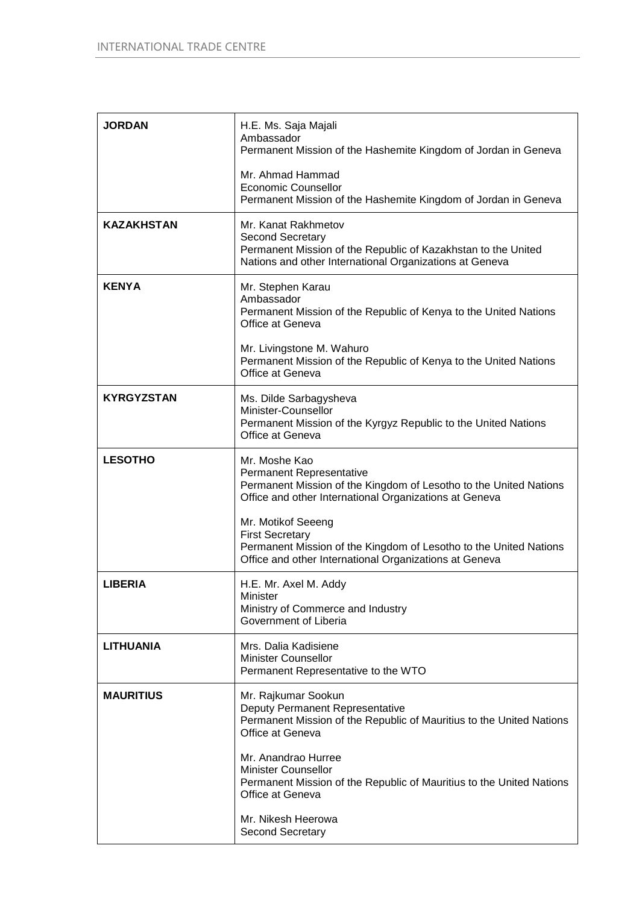| | |
|---|---|
| **JORDAN** | H.E. Ms. Saja Majali<br>Ambassador<br>Permanent Mission of the Hashemite Kingdom of Jordan in Geneva<br><br>Mr. Ahmad Hammad<br>Economic Counsellor<br>Permanent Mission of the Hashemite Kingdom of Jordan in Geneva |
| **KAZAKHSTAN** | Mr. Kanat Rakhmetov<br>Second Secretary<br>Permanent Mission of the Republic of Kazakhstan to the United Nations and other International Organizations at Geneva |
| **KENYA** | Mr. Stephen Karau<br>Ambassador<br>Permanent Mission of the Republic of Kenya to the United Nations Office at Geneva<br><br>Mr. Livingstone M. Wahuro<br>Permanent Mission of the Republic of Kenya to the United Nations Office at Geneva |
| **KYRGYZSTAN** | Ms. Dilde Sarbagysheva<br>Minister-Counsellor<br>Permanent Mission of the Kyrgyz Republic to the United Nations Office at Geneva |
| **LESOTHO** | Mr. Moshe Kao<br>Permanent Representative<br>Permanent Mission of the Kingdom of Lesotho to the United Nations Office and other International Organizations at Geneva<br><br>Mr. Motikof Seeeng<br>First Secretary<br>Permanent Mission of the Kingdom of Lesotho to the United Nations Office and other International Organizations at Geneva |
| **LIBERIA** | H.E. Mr. Axel M. Addy<br>Minister<br>Ministry of Commerce and Industry<br>Government of Liberia |
| **LITHUANIA** | Mrs. Dalia Kadisiene<br>Minister Counsellor<br>Permanent Representative to the WTO |
| **MAURITIUS** | Mr. Rajkumar Sookun<br>Deputy Permanent Representative<br>Permanent Mission of the Republic of Mauritius to the United Nations Office at Geneva<br><br>Mr. Anandrao Hurree<br>Minister Counsellor<br>Permanent Mission of the Republic of Mauritius to the United Nations Office at Geneva<br><br>Mr. Nikesh Heerowa<br>Second Secretary |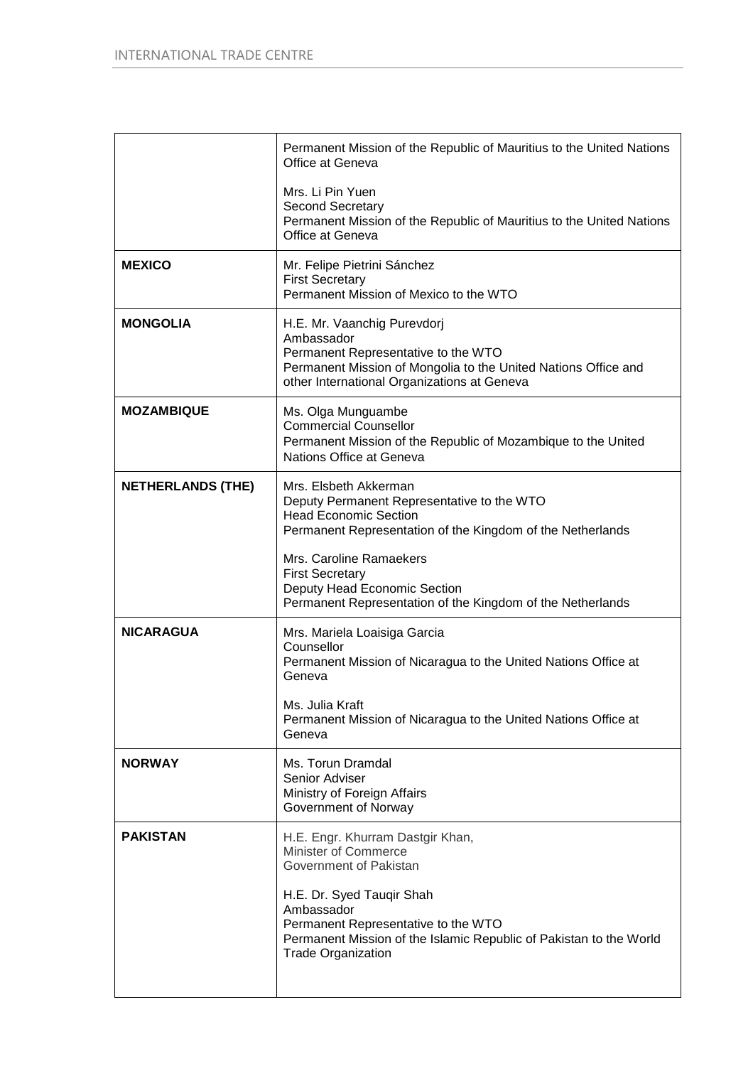| | |
|---|---|
| | Permanent Mission of the Republic of Mauritius to the United Nations Office at Geneva<br><br>Mrs. Li Pin Yuen<br>Second Secretary<br>Permanent Mission of the Republic of Mauritius to the United Nations Office at Geneva |
| **MEXICO** | Mr. Felipe Pietrini Sánchez<br>First Secretary<br>Permanent Mission of Mexico to the WTO |
| **MONGOLIA** | H.E. Mr. Vaanchig Purevdorj<br>Ambassador<br>Permanent Representative to the WTO<br>Permanent Mission of Mongolia to the United Nations Office and other International Organizations at Geneva |
| **MOZAMBIQUE** | Ms. Olga Munguambe<br>Commercial Counsellor<br>Permanent Mission of the Republic of Mozambique to the United Nations Office at Geneva |
| **NETHERLANDS (THE)** | Mrs. Elsbeth Akkerman<br>Deputy Permanent Representative to the WTO<br>Head Economic Section<br>Permanent Representation of the Kingdom of the Netherlands<br><br>Mrs. Caroline Ramaekers<br>First Secretary<br>Deputy Head Economic Section<br>Permanent Representation of the Kingdom of the Netherlands |
| **NICARAGUA** | Mrs. Mariela Loaisiga Garcia<br>Counsellor<br>Permanent Mission of Nicaragua to the United Nations Office at Geneva<br><br>Ms. Julia Kraft<br>Permanent Mission of Nicaragua to the United Nations Office at Geneva |
| **NORWAY** | Ms. Torun Dramdal<br>Senior Adviser<br>Ministry of Foreign Affairs<br>Government of Norway |
| **PAKISTAN** | H.E. Engr. Khurram Dastgir Khan,<br>Minister of Commerce<br>Government of Pakistan<br><br>H.E. Dr. Syed Tauqir Shah<br>Ambassador<br>Permanent Representative to the WTO<br>Permanent Mission of the Islamic Republic of Pakistan to the World Trade Organization |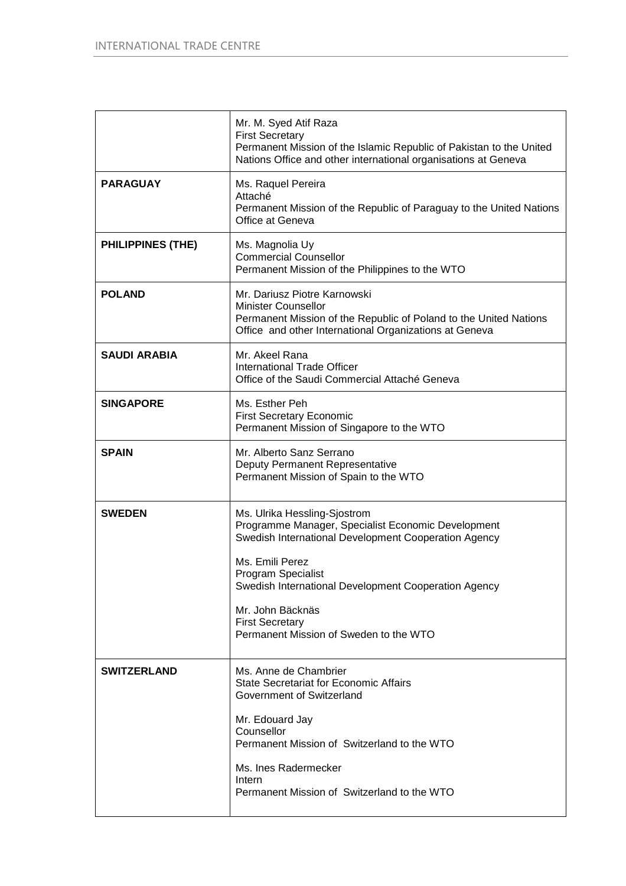| | |
|---|---|
| | Mr. M. Syed Atif Raza<br>First Secretary<br>Permanent Mission of the Islamic Republic of Pakistan to the United Nations Office and other international organisations at Geneva |
| **PARAGUAY** | Ms. Raquel Pereira<br>Attaché<br>Permanent Mission of the Republic of Paraguay to the United Nations Office at Geneva |
| **PHILIPPINES (THE)** | Ms. Magnolia Uy<br>Commercial Counsellor<br>Permanent Mission of the Philippines to the WTO |
| **POLAND** | Mr. Dariusz Piotre Karnowski<br>Minister Counsellor<br>Permanent Mission of the Republic of Poland to the United Nations Office and other International Organizations at Geneva |
| **SAUDI ARABIA** | Mr. Akeel Rana<br>International Trade Officer<br>Office of the Saudi Commercial Attaché Geneva |
| **SINGAPORE** | Ms. Esther Peh<br>First Secretary Economic<br>Permanent Mission of Singapore to the WTO |
| **SPAIN** | Mr. Alberto Sanz Serrano<br>Deputy Permanent Representative<br>Permanent Mission of Spain to the WTO |
| **SWEDEN** | Ms. Ulrika Hessling-Sjostrom<br>Programme Manager, Specialist Economic Development<br>Swedish International Development Cooperation Agency<br><br>Ms. Emili Perez<br>Program Specialist<br>Swedish International Development Cooperation Agency<br><br>Mr. John Bäcknäs<br>First Secretary<br>Permanent Mission of Sweden to the WTO |
| **SWITZERLAND** | Ms. Anne de Chambrier<br>State Secretariat for Economic Affairs<br>Government of Switzerland<br><br>Mr. Edouard Jay<br>Counsellor<br>Permanent Mission of Switzerland to the WTO<br><br>Ms. Ines Radermecker<br>Intern<br>Permanent Mission of Switzerland to the WTO |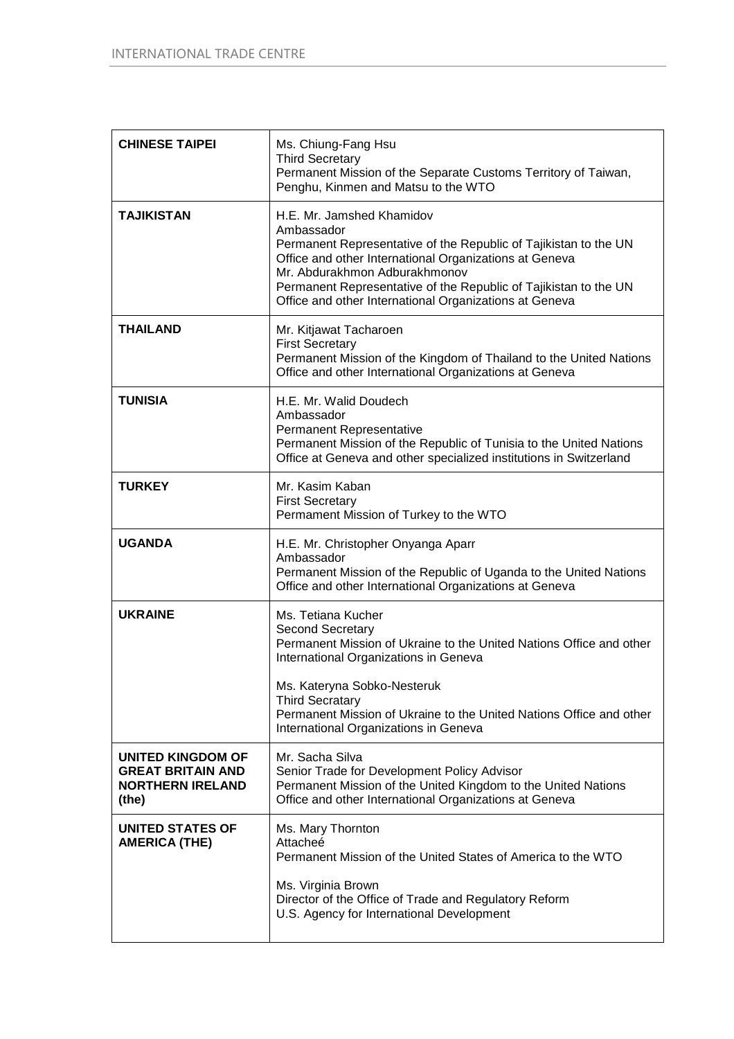| | |
|---|---|
| **CHINESE TAIPEI** | Ms. Chiung-Fang Hsu<br>Third Secretary<br>Permanent Mission of the Separate Customs Territory of Taiwan, Penghu, Kinmen and Matsu to the WTO |
| **TAJIKISTAN** | H.E. Mr. Jamshed Khamidov<br>Ambassador<br>Permanent Representative of the Republic of Tajikistan to the UN Office and other International Organizations at Geneva<br>Mr. Abdurakhmon Adburakhmonov<br>Permanent Representative of the Republic of Tajikistan to the UN Office and other International Organizations at Geneva |
| **THAILAND** | Mr. Kitjawat Tacharoen<br>First Secretary<br>Permanent Mission of the Kingdom of Thailand to the United Nations Office and other International Organizations at Geneva |
| **TUNISIA** | H.E. Mr. Walid Doudech<br>Ambassador<br>Permanent Representative<br>Permanent Mission of the Republic of Tunisia to the United Nations Office at Geneva and other specialized institutions in Switzerland |
| **TURKEY** | Mr. Kasim Kaban<br>First Secretary<br>Permament Mission of Turkey to the WTO |
| **UGANDA** | H.E. Mr. Christopher Onyanga Aparr<br>Ambassador<br>Permanent Mission of the Republic of Uganda to the United Nations Office and other International Organizations at Geneva |
| **UKRAINE** | Ms. Tetiana Kucher<br>Second Secretary<br>Permanent Mission of Ukraine to the United Nations Office and other International Organizations in Geneva<br><br>Ms. Kateryna Sobko-Nesteruk<br>Third Secratary<br>Permanent Mission of Ukraine to the United Nations Office and other International Organizations in Geneva |
| **UNITED KINGDOM OF GREAT BRITAIN AND NORTHERN IRELAND (the)** | Mr. Sacha Silva<br>Senior Trade for Development Policy Advisor<br>Permanent Mission of the United Kingdom to the United Nations Office and other International Organizations at Geneva |
| **UNITED STATES OF AMERICA (THE)** | Ms. Mary Thornton<br>Attacheé<br>Permanent Mission of the United States of America to the WTO<br><br>Ms. Virginia Brown<br>Director of the Office of Trade and Regulatory Reform<br>U.S. Agency for International Development |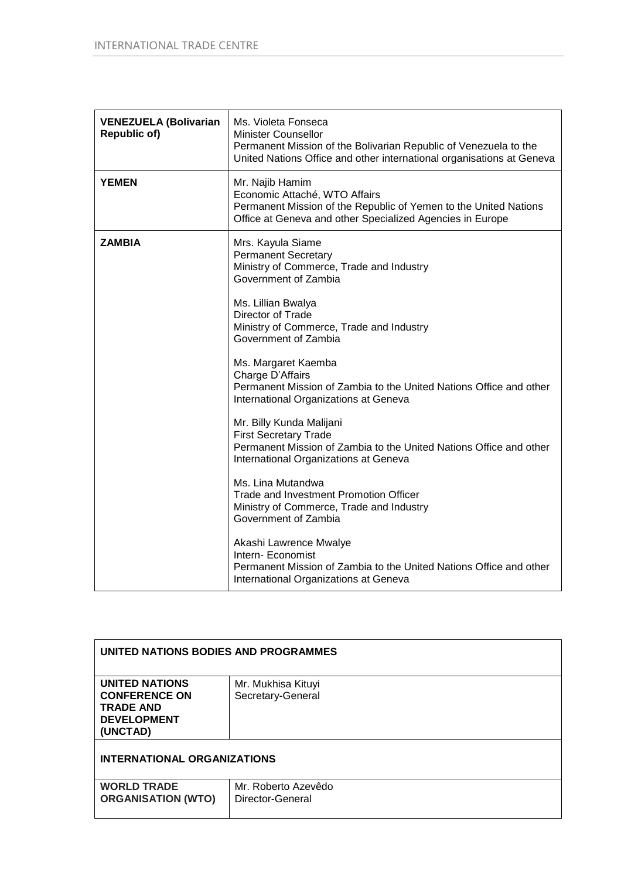| | |
|---|---|
| **VENEZUELA (Bolivarian Republic of)** | Ms. Violeta Fonseca<br>Minister Counsellor<br>Permanent Mission of the Bolivarian Republic of Venezuela to the United Nations Office and other international organisations at Geneva |
| **YEMEN** | Mr. Najib Hamim<br>Economic Attaché, WTO Affairs<br>Permanent Mission of the Republic of Yemen to the United Nations Office at Geneva and other Specialized Agencies in Europe |
| **ZAMBIA** | Mrs. Kayula Siame<br>Permanent Secretary<br>Ministry of Commerce, Trade and Industry<br>Government of Zambia<br><br>Ms. Lillian Bwalya<br>Director of Trade<br>Ministry of Commerce, Trade and Industry<br>Government of Zambia<br><br>Ms. Margaret Kaemba<br>Charge D'Affairs<br>Permanent Mission of Zambia to the United Nations Office and other International Organizations at Geneva<br><br>Mr. Billy Kunda Malijani<br>First Secretary Trade<br>Permanent Mission of Zambia to the United Nations Office and other International Organizations at Geneva<br><br>Ms. Lina Mutandwa<br>Trade and Investment Promotion Officer<br>Ministry of Commerce, Trade and Industry<br>Government of Zambia<br><br>Akashi Lawrence Mwalye<br>Intern- Economist<br>Permanent Mission of Zambia to the United Nations Office and other International Organizations at Geneva |

| **UNITED NATIONS BODIES AND PROGRAMMES** | |
|---|---|
| **UNITED NATIONS CONFERENCE ON TRADE AND DEVELOPMENT (UNCTAD)** | Mr. Mukhisa Kituyi<br>Secretary-General |
| **INTERNATIONAL ORGANIZATIONS** | |
| **WORLD TRADE ORGANISATION (WTO)** | Mr. Roberto Azevêdo<br>Director-General |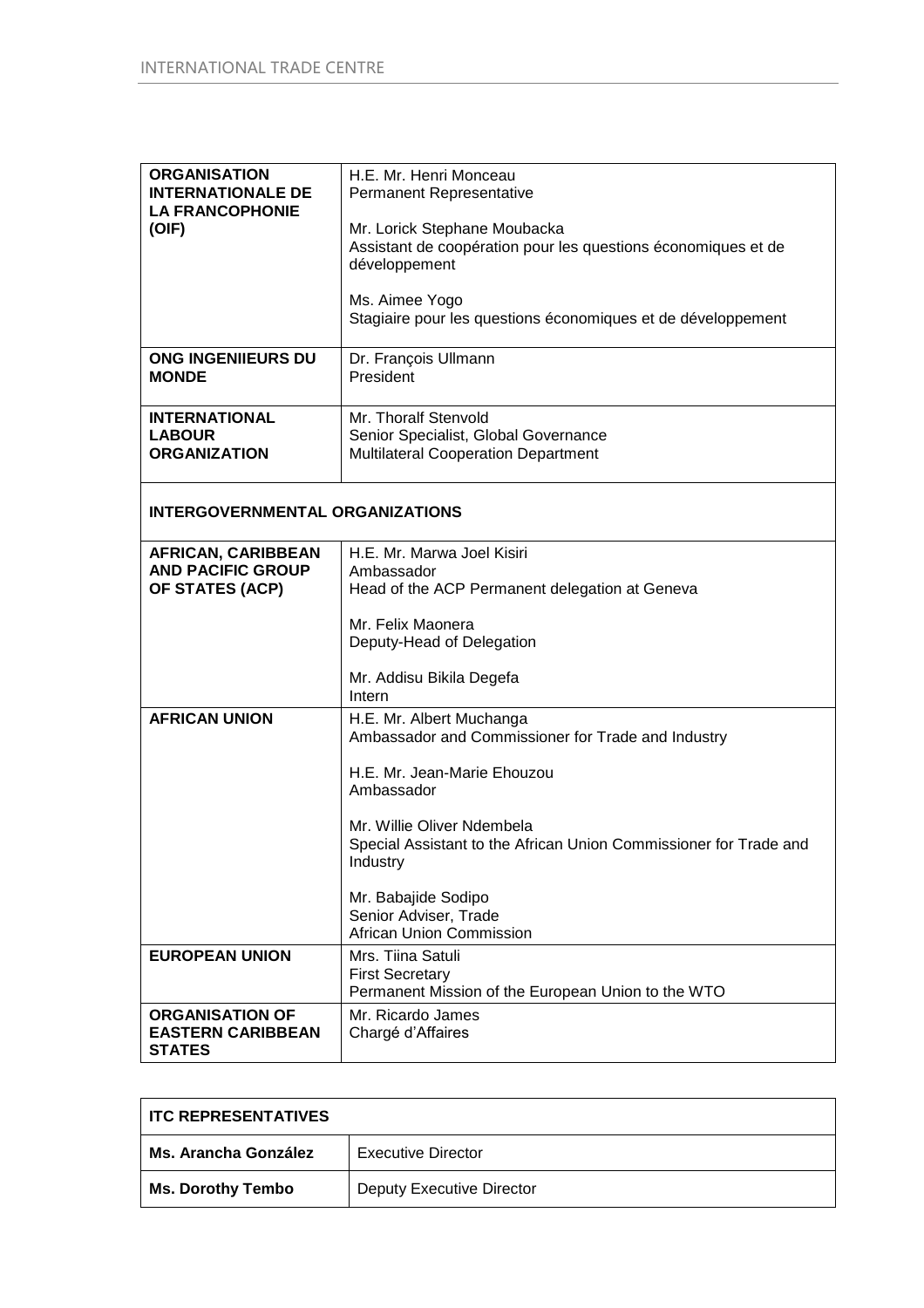| | |
|---|---|
| **ORGANISATION INTERNATIONALE DE LA FRANCOPHONIE (OIF)** | H.E. Mr. Henri Monceau<br>Permanent Representative<br><br>Mr. Lorick Stephane Moubacka<br>Assistant de coopération pour les questions économiques et de développement<br><br>Ms. Aimee Yogo<br>Stagiaire pour les questions économiques et de développement |
| **ONG INGENIIEURS DU MONDE** | Dr. François Ullmann<br>President |
| **INTERNATIONAL LABOUR ORGANIZATION** | Mr. Thoralf Stenvold<br>Senior Specialist, Global Governance<br>Multilateral Cooperation Department |
| **INTERGOVERNMENTAL ORGANIZATIONS** | |
| **AFRICAN, CARIBBEAN AND PACIFIC GROUP OF STATES (ACP)** | H.E. Mr. Marwa Joel Kisiri<br>Ambassador<br>Head of the ACP Permanent delegation at Geneva<br><br>Mr. Felix Maonera<br>Deputy-Head of Delegation<br><br>Mr. Addisu Bikila Degefa<br>Intern |
| **AFRICAN UNION** | H.E. Mr. Albert Muchanga<br>Ambassador and Commissioner for Trade and Industry<br><br>H.E. Mr. Jean-Marie Ehouzou<br>Ambassador<br><br>Mr. Willie Oliver Ndembela<br>Special Assistant to the African Union Commissioner for Trade and Industry<br><br>Mr. Babajide Sodipo<br>Senior Adviser, Trade<br>African Union Commission |
| **EUROPEAN UNION** | Mrs. Tiina Satuli<br>First Secretary<br>Permanent Mission of the European Union to the WTO |
| **ORGANISATION OF EASTERN CARIBBEAN STATES** | Mr. Ricardo James<br>Chargé d'Affaires |

| **ITC REPRESENTATIVES** | |
|---|---|
| **Ms. Arancha González** | Executive Director |
| **Ms. Dorothy Tembo** | Deputy Executive Director |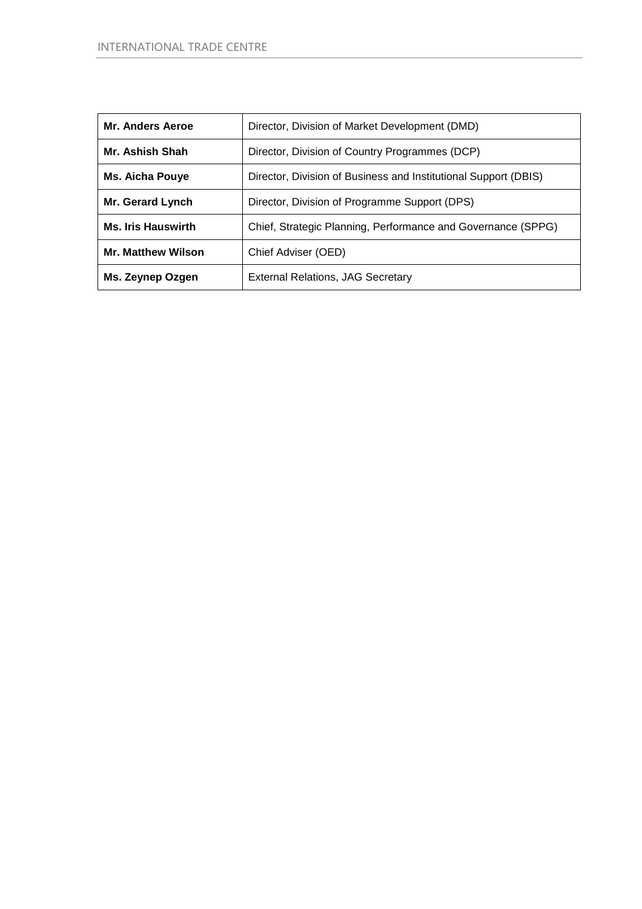| | |
|---|---|
| **Mr. Anders Aeroe** | Director, Division of Market Development (DMD) |
| **Mr. Ashish Shah** | Director, Division of Country Programmes (DCP) |
| **Ms. Aicha Pouye** | Director, Division of Business and Institutional Support (DBIS) |
| **Mr. Gerard Lynch** | Director, Division of Programme Support (DPS) |
| **Ms. Iris Hauswirth** | Chief, Strategic Planning, Performance and Governance (SPPG) |
| **Mr. Matthew Wilson** | Chief Adviser (OED) |
| **Ms. Zeynep Ozgen** | External Relations, JAG Secretary |